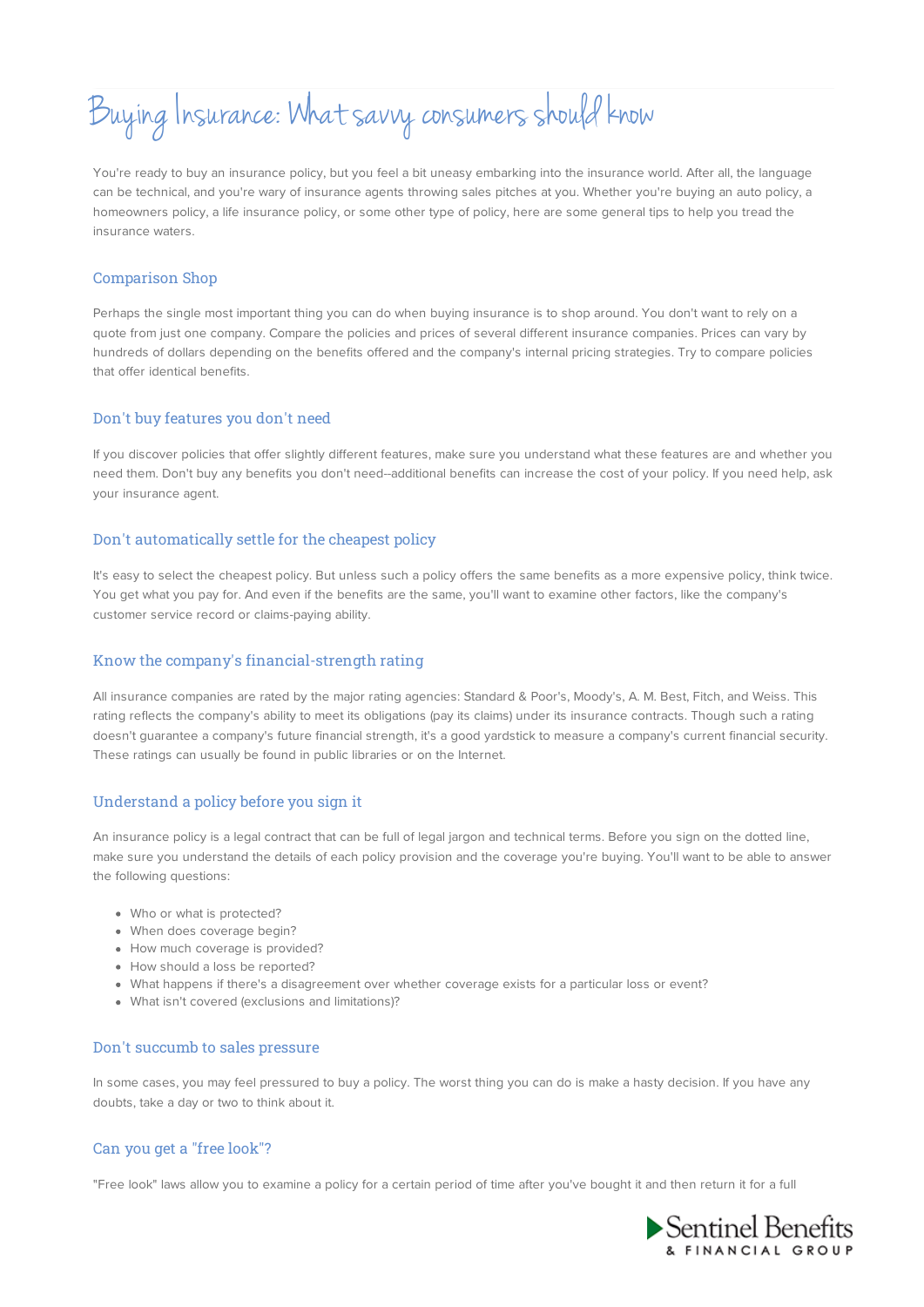# Buying Insurance: What savvy consumers should know

You're ready to buy an insurance policy, but you feel a bit uneasy embarking into the insurance world. After all, the language can be technical, and you're wary of insurance agents throwing sales pitches at you. Whether you're buying an auto policy, a homeowners policy, a life insurance policy, or some other type of policy, here are some general tips to help you tread the insurance waters.

## Comparison Shop

Perhaps the single most important thing you can do when buying insurance is to shop around. You don't want to rely on a quote from just one company. Compare the policies and prices of several different insurance companies. Prices can vary by hundreds of dollars depending on the benefits offered and the company's internal pricing strategies. Try to compare policies that offer identical benefits.

## Don't buy features you don't need

If you discover policies that offer slightly different features, make sure you understand what these features are and whether you need them. Don't buy any benefits you don't need--additional benefits can increase the cost of your policy. If you need help, ask your insurance agent.

## Don't automatically settle for the cheapest policy

It's easy to select the cheapest policy. But unless such a policy offers the same benefits as a more expensive policy, think twice. You get what you pay for. And even if the benefits are the same, you'll want to examine other factors, like the company's customer service record or claims-paying ability.

## Know the company's financial-strength rating

All insurance companies are rated by the major rating agencies: Standard & Poor's, Moody's, A. M. Best, Fitch, and Weiss. This rating reflects the company's ability to meet its obligations (pay its claims) under its insurance contracts. Though such a rating doesn't guarantee a company's future financial strength, it's a good yardstick to measure a company's current financial security. These ratings can usually be found in public libraries or on the Internet.

## Understand a policy before you sign it

An insurance policy is a legal contract that can be full of legal jargon and technical terms. Before you sign on the dotted line, make sure you understand the details of each policy provision and the coverage you're buying. You'll want to be able to answer the following questions:

- Who or what is protected?
- When does coverage begin?
- How much coverage is provided?
- How should a loss be reported?
- What happens if there's a disagreement over whether coverage exists for a particular loss or event?
- What isn't covered (exclusions and limitations)?

## Don't succumb to sales pressure

In some cases, you may feel pressured to buy a policy. The worst thing you can do is make a hasty decision. If you have any doubts, take a day or two to think about it.

## Can you get a "free look"?

"Free look" laws allow you to examine a policy for a certain period of time after you've bought it and then return it for a full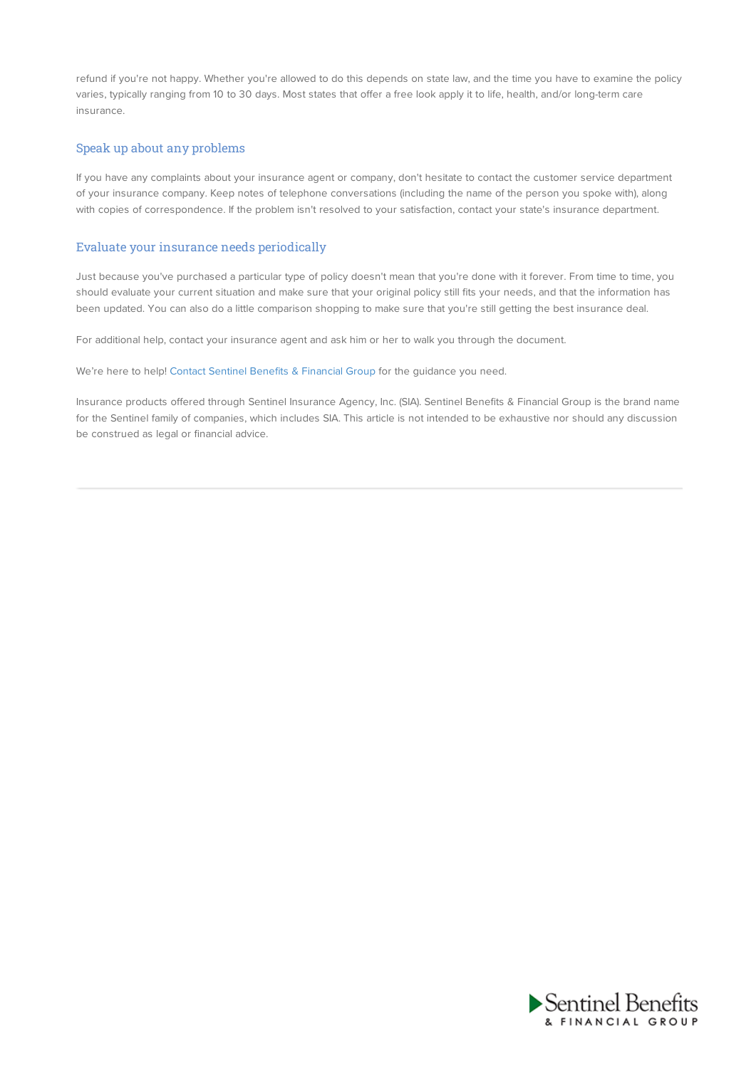refund if you're not happy. Whether you're allowed to do this depends on state law, and the time you have to examine the policy varies, typically ranging from 10 to 30 days. Most states that offer a free look apply it to life, health, and/or long-term care insurance.

## Speak up about any problems

If you have any complaints about your insurance agent or company, don't hesitate to contact the customer service department of your insurance company. Keep notes of telephone conversations (including the name of the person you spoke with), along with copies of correspondence. If the problem isn't resolved to your satisfaction, contact your state's insurance department.

## Evaluate your insurance needs periodically

Just because you've purchased a particular type of policy doesn't mean that you're done with it forever. From time to time, you should evaluate your current situation and make sure that your original policy still fits your needs, and that the information has been updated. You can also do a little comparison shopping to make sure that you're still getting the best insurance deal.

For additional help, contact your insurance agent and ask him or her to walk you through the document.

We're here to help! Contact Sentinel Benefits & Financial Group for the guidance you need.

Insurance products offered through Sentinel Insurance Agency, Inc. (SIA). Sentinel Benefits & Financial Group is the brand name for the Sentinel family of companies, which includes SIA. This article is not intended to be exhaustive nor should any discussion be construed as legal or financial advice.

---

Sentinel Benefits & FINANCIAL GROUP